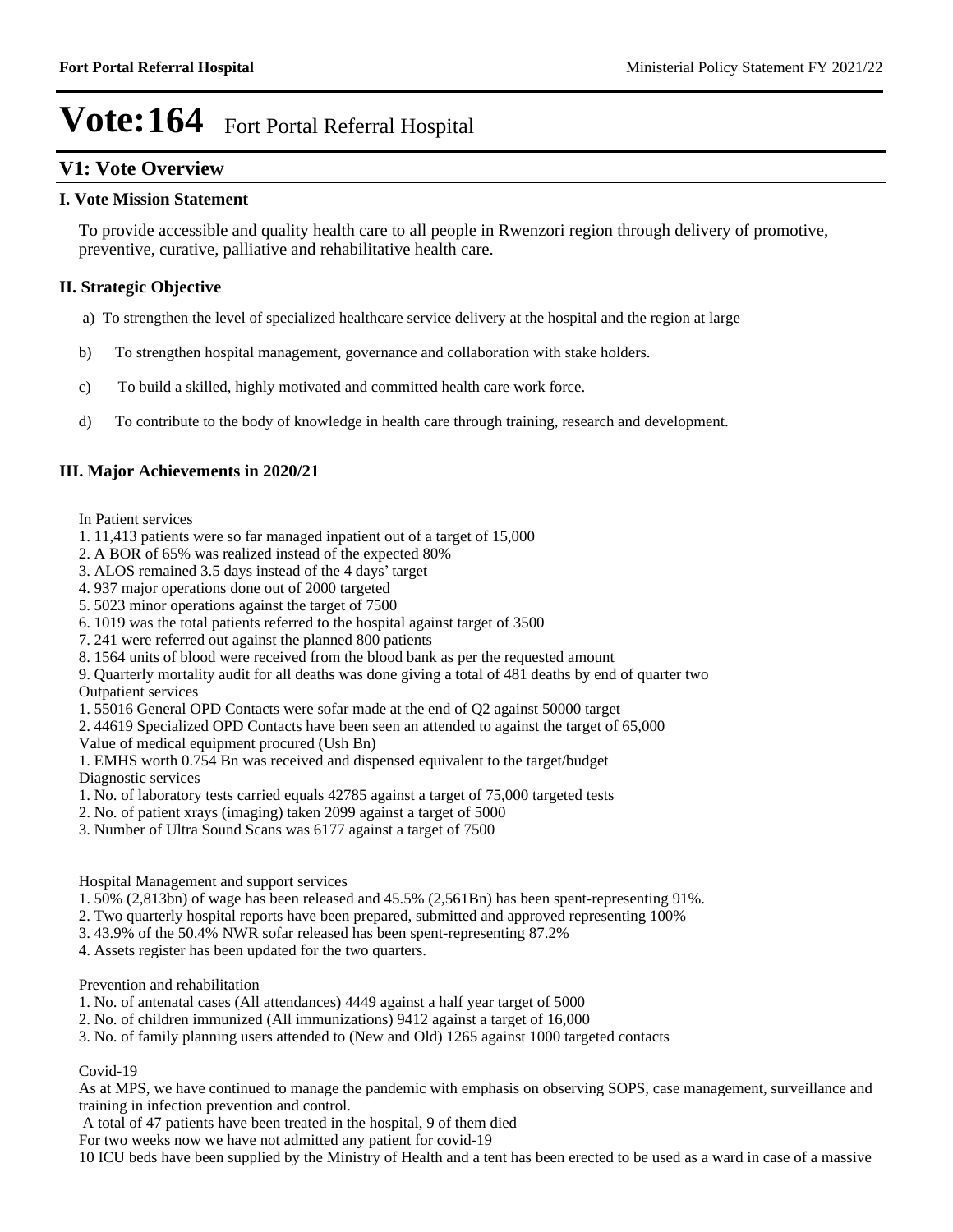# Vote:164 Fort Portal Referral Hospital

## V1: Vote Overview

### I. Vote Mission Statement

To provide accessible and quality health care to all people in Rwenzori region through delivery of promotive, preventive, curative, palliative and rehabilitative health care.

### II. Strategic Objective

a) To strengthen the level of specialized healthcare service delivery at the hospital and the region at large

b) To strengthen hospital management, governance and collaboration with stake holders.

c) To build a skilled, highly motivated and committed health care work force.

d) To contribute to the body of knowledge in health care through training, research and development.

### III. Major Achievements in 2020/21

In Patient services

1. 11,413 patients were so far managed inpatient out of a target of 15,000
2. A BOR of 65% was realized instead of the expected 80%
3. ALOS remained 3.5 days instead of the 4 days' target
4. 937 major operations done out of 2000 targeted
5. 5023 minor operations against the target of 7500
6. 1019 was the total patients referred to the hospital against target of 3500
7. 241 were referred out against the planned 800 patients
8. 1564 units of blood were received from the blood bank as per the requested amount
9. Quarterly mortality audit for all deaths was done giving a total of 481 deaths by end of quarter two

Outpatient services

1. 55016 General OPD Contacts were sofar made at the end of Q2 against 50000 target
2. 44619 Specialized OPD Contacts have been seen an attended to against the target of 65,000

Value of medical equipment procured (Ush Bn)

1. EMHS worth 0.754 Bn was received and dispensed equivalent to the target/budget

Diagnostic services

1. No. of laboratory tests carried equals 42785 against a target of 75,000 targeted tests
2. No. of patient xrays (imaging) taken 2099 against a target of 5000
3. Number of Ultra Sound Scans was 6177 against a target of 7500

Hospital Management and support services

1. 50% (2,813bn) of wage has been released and 45.5% (2,561Bn) has been spent-representing 91%.
2. Two quarterly hospital reports have been prepared, submitted and approved representing 100%
3. 43.9% of the 50.4% NWR sofar released has been spent-representing 87.2%
4. Assets register has been updated for the two quarters.

Prevention and rehabilitation

1. No. of antenatal cases (All attendances) 4449 against a half year target of 5000
2. No. of children immunized (All immunizations) 9412 against a target of 16,000
3. No. of family planning users attended to (New and Old) 1265 against 1000 targeted contacts

Covid-19

As at MPS, we have continued to manage the pandemic with emphasis on observing SOPS, case management, surveillance and training in infection prevention and control.

A total of 47 patients have been treated in the hospital, 9 of them died

For two weeks now we have not admitted any patient for covid-19

10 ICU beds have been supplied by the Ministry of Health and a tent has been erected to be used as a ward in case of a massive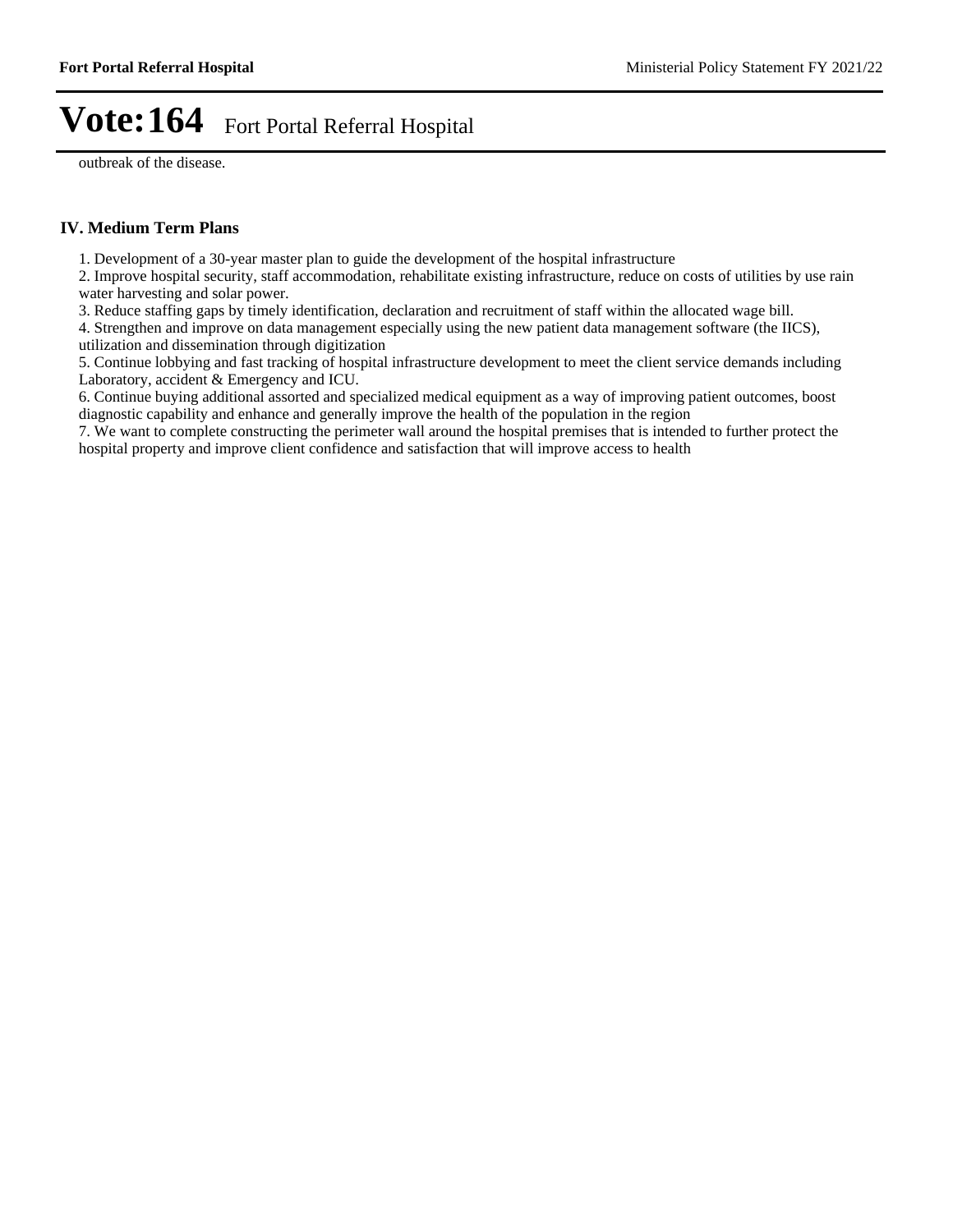outbreak of the disease.

## IV. Medium Term Plans

1. Development of a 30-year master plan to guide the development of the hospital infrastructure
2. Improve hospital security, staff accommodation, rehabilitate existing infrastructure, reduce on costs of utilities by use rain water harvesting and solar power.
3. Reduce staffing gaps by timely identification, declaration and recruitment of staff within the allocated wage bill.
4. Strengthen and improve on data management especially using the new patient data management software (the IICS), utilization and dissemination through digitization
5. Continue lobbying and fast tracking of hospital infrastructure development to meet the client service demands including Laboratory, accident & Emergency and ICU.
6. Continue buying additional assorted and specialized medical equipment as a way of improving patient outcomes, boost diagnostic capability and enhance and generally improve the health of the population in the region
7. We want to complete constructing the perimeter wall around the hospital premises that is intended to further protect the hospital property and improve client confidence and satisfaction that will improve access to health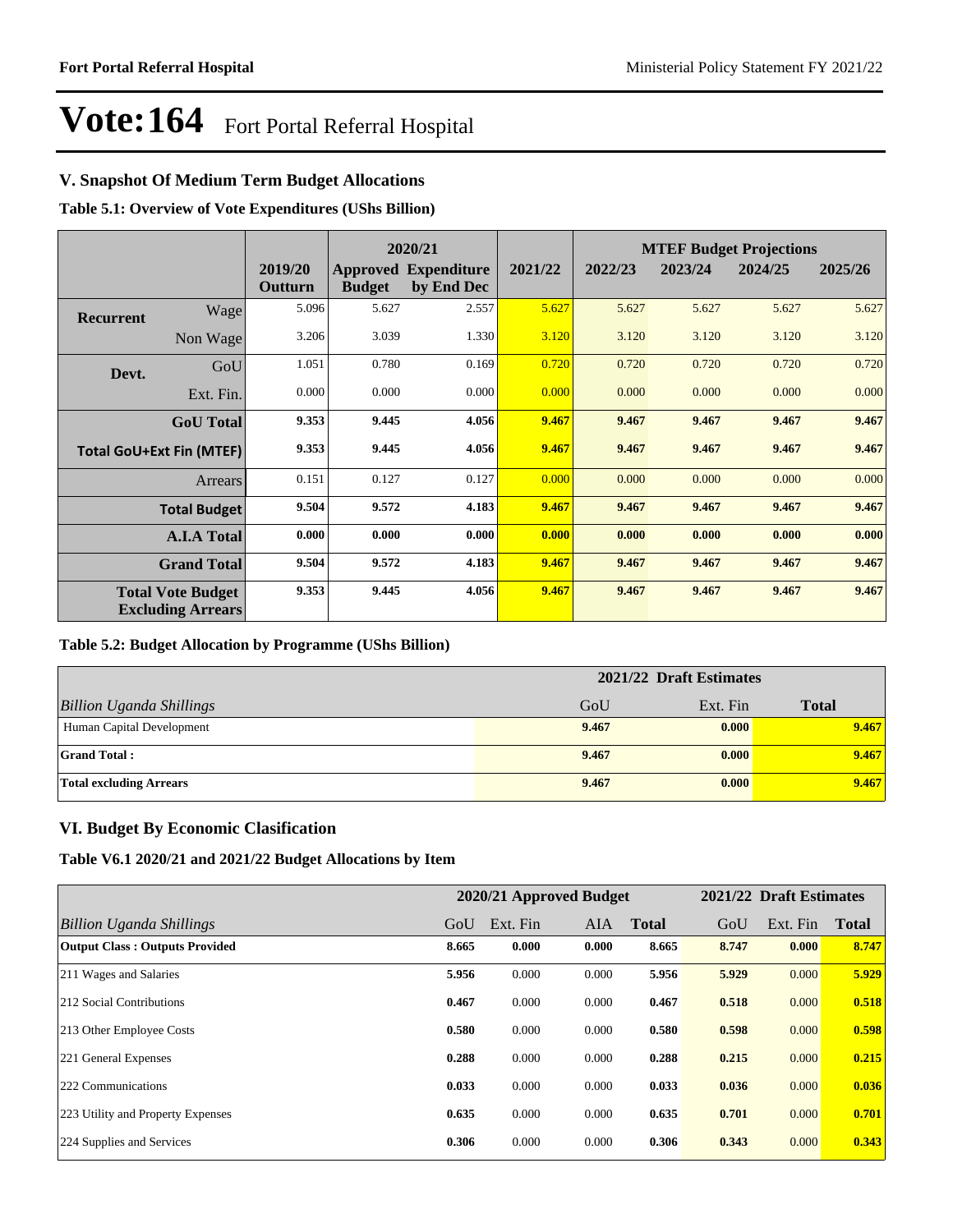# Vote:164 Fort Portal Referral Hospital

## V. Snapshot Of Medium Term Budget Allocations

**Table 5.1: Overview of Vote Expenditures (UShs Billion)**

| | | | 2020/21 | | | MTEF Budget Projections | | | |
|---|---|---|---|---|---|---|---|---|---|
| | | 2019/20 Outturn | Approved Budget | Expenditure by End Dec | 2021/22 | 2022/23 | 2023/24 | 2024/25 | 2025/26 |
| **Recurrent** | Wage | 5.096 | 5.627 | 2.557 | 5.627 | 5.627 | 5.627 | 5.627 | 5.627 |
| | Non Wage | 3.206 | 3.039 | 1.330 | 3.120 | 3.120 | 3.120 | 3.120 | 3.120 |
| **Devt.** | GoU | 1.051 | 0.780 | 0.169 | 0.720 | 0.720 | 0.720 | 0.720 | 0.720 |
| | Ext. Fin. | 0.000 | 0.000 | 0.000 | 0.000 | 0.000 | 0.000 | 0.000 | 0.000 |
| | **GoU Total** | **9.353** | **9.445** | **4.056** | **9.467** | **9.467** | **9.467** | **9.467** | **9.467** |
| **Total GoU+Ext Fin (MTEF)** | | **9.353** | **9.445** | **4.056** | **9.467** | **9.467** | **9.467** | **9.467** | **9.467** |
| | Arrears | 0.151 | 0.127 | 0.127 | 0.000 | 0.000 | 0.000 | 0.000 | 0.000 |
| | **Total Budget** | **9.504** | **9.572** | **4.183** | **9.467** | **9.467** | **9.467** | **9.467** | **9.467** |
| | **A.I.A Total** | **0.000** | **0.000** | **0.000** | **0.000** | **0.000** | **0.000** | **0.000** | **0.000** |
| | **Grand Total** | **9.504** | **9.572** | **4.183** | **9.467** | **9.467** | **9.467** | **9.467** | **9.467** |
| **Total Vote Budget Excluding Arrears** | | **9.353** | **9.445** | **4.056** | **9.467** | **9.467** | **9.467** | **9.467** | **9.467** |

**Table 5.2: Budget Allocation by Programme (UShs Billion)**

| | 2021/22 Draft Estimates | | |
|---|---|---|---|
| *Billion Uganda Shillings* | GoU | Ext. Fin | **Total** |
| Human Capital Development | **9.467** | **0.000** | **9.467** |
| **Grand Total :** | **9.467** | **0.000** | **9.467** |
| **Total excluding Arrears** | **9.467** | **0.000** | **9.467** |

## VI. Budget By Economic Clasification

**Table V6.1 2020/21 and 2021/22 Budget Allocations by Item**

| | 2020/21 Approved Budget | | | | 2021/22 Draft Estimates | | |
|---|---|---|---|---|---|---|---|
| *Billion Uganda Shillings* | GoU | Ext. Fin | AIA | **Total** | GoU | Ext. Fin | **Total** |
| **Output Class : Outputs Provided** | **8.665** | **0.000** | **0.000** | **8.665** | **8.747** | **0.000** | **8.747** |
| 211 Wages and Salaries | **5.956** | 0.000 | 0.000 | **5.956** | **5.929** | 0.000 | **5.929** |
| 212 Social Contributions | **0.467** | 0.000 | 0.000 | **0.467** | **0.518** | 0.000 | **0.518** |
| 213 Other Employee Costs | **0.580** | 0.000 | 0.000 | **0.580** | **0.598** | 0.000 | **0.598** |
| 221 General Expenses | **0.288** | 0.000 | 0.000 | **0.288** | **0.215** | 0.000 | **0.215** |
| 222 Communications | **0.033** | 0.000 | 0.000 | **0.033** | **0.036** | 0.000 | **0.036** |
| 223 Utility and Property Expenses | **0.635** | 0.000 | 0.000 | **0.635** | **0.701** | 0.000 | **0.701** |
| 224 Supplies and Services | **0.306** | 0.000 | 0.000 | **0.306** | **0.343** | 0.000 | **0.343** |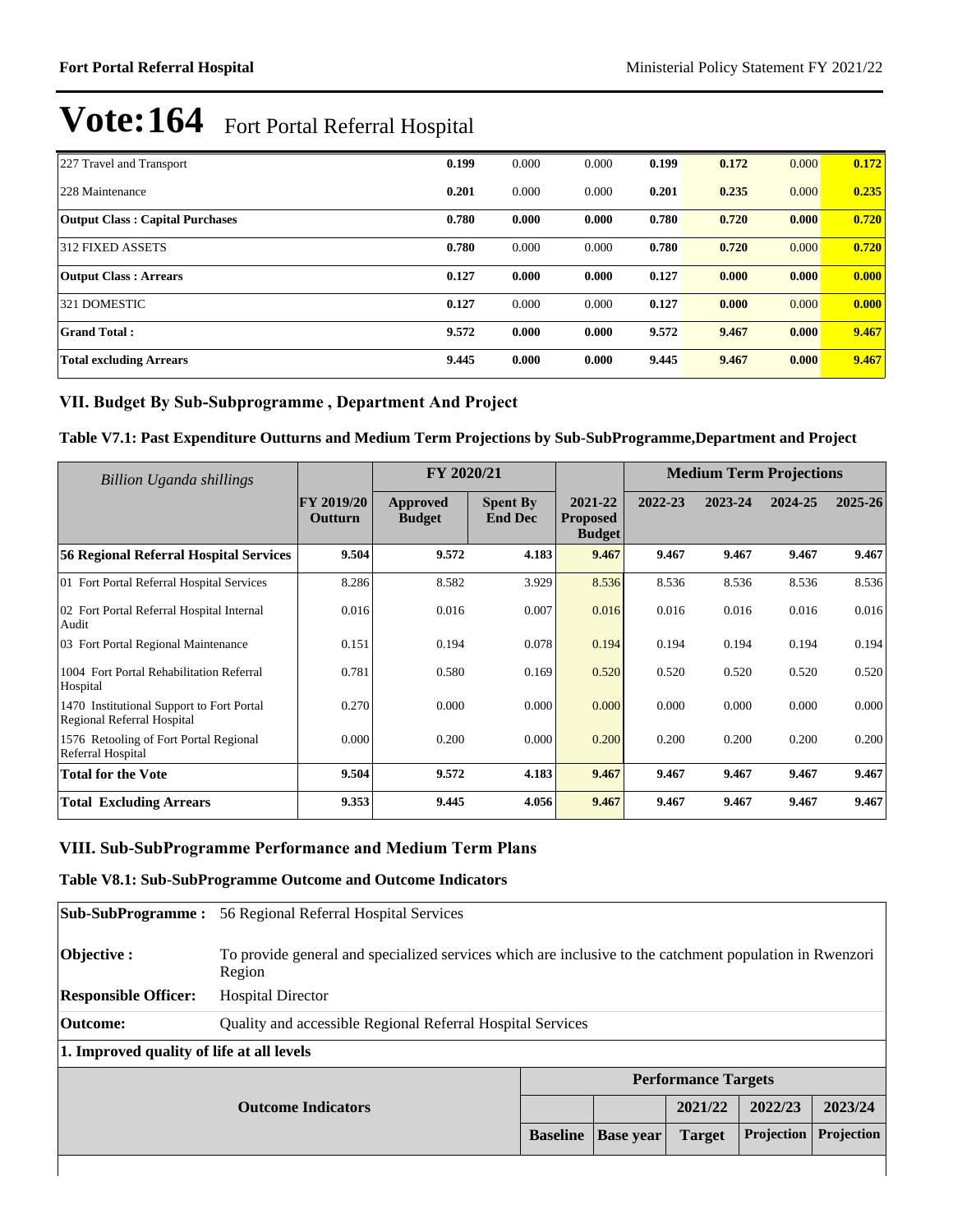# Vote:164 Fort Portal Referral Hospital

| | | | | | | | |
|---|---|---|---|---|---|---|---|
| 227 Travel and Transport | **0.199** | 0.000 | 0.000 | **0.199** | **0.172** | 0.000 | **0.172** |
| 228 Maintenance | **0.201** | 0.000 | 0.000 | **0.201** | **0.235** | 0.000 | **0.235** |
| **Output Class : Capital Purchases** | **0.780** | **0.000** | **0.000** | **0.780** | **0.720** | **0.000** | **0.720** |
| 312 FIXED ASSETS | **0.780** | 0.000 | 0.000 | **0.780** | **0.720** | 0.000 | **0.720** |
| **Output Class : Arrears** | **0.127** | **0.000** | **0.000** | **0.127** | **0.000** | **0.000** | **0.000** |
| 321 DOMESTIC | **0.127** | 0.000 | 0.000 | **0.127** | **0.000** | 0.000 | **0.000** |
| **Grand Total :** | **9.572** | **0.000** | **0.000** | **9.572** | **9.467** | **0.000** | **9.467** |
| **Total excluding Arrears** | **9.445** | **0.000** | **0.000** | **9.445** | **9.467** | **0.000** | **9.467** |

## VII. Budget By Sub-Subprogramme , Department And Project

### Table V7.1: Past Expenditure Outturns and Medium Term Projections by Sub-SubProgramme,Department and Project

| *Billion Uganda shillings* | | FY 2020/21 | | | Medium Term Projections | | | |
|---|---|---|---|---|---|---|---|---|
| | **FY 2019/20 Outturn** | **Approved Budget** | **Spent By End Dec** | **2021-22 Proposed Budget** | **2022-23** | **2023-24** | **2024-25** | **2025-26** |
| **56 Regional Referral Hospital Services** | **9.504** | **9.572** | **4.183** | **9.467** | **9.467** | **9.467** | **9.467** | **9.467** |
| 01 Fort Portal Referral Hospital Services | 8.286 | 8.582 | 3.929 | 8.536 | 8.536 | 8.536 | 8.536 | 8.536 |
| 02 Fort Portal Referral Hospital Internal Audit | 0.016 | 0.016 | 0.007 | 0.016 | 0.016 | 0.016 | 0.016 | 0.016 |
| 03 Fort Portal Regional Maintenance | 0.151 | 0.194 | 0.078 | 0.194 | 0.194 | 0.194 | 0.194 | 0.194 |
| 1004 Fort Portal Rehabilitation Referral Hospital | 0.781 | 0.580 | 0.169 | 0.520 | 0.520 | 0.520 | 0.520 | 0.520 |
| 1470 Institutional Support to Fort Portal Regional Referral Hospital | 0.270 | 0.000 | 0.000 | 0.000 | 0.000 | 0.000 | 0.000 | 0.000 |
| 1576 Retooling of Fort Portal Regional Referral Hospital | 0.000 | 0.200 | 0.000 | 0.200 | 0.200 | 0.200 | 0.200 | 0.200 |
| **Total for the Vote** | **9.504** | **9.572** | **4.183** | **9.467** | **9.467** | **9.467** | **9.467** | **9.467** |
| **Total Excluding Arrears** | **9.353** | **9.445** | **4.056** | **9.467** | **9.467** | **9.467** | **9.467** | **9.467** |

## VIII. Sub-SubProgramme Performance and Medium Term Plans

### Table V8.1: Sub-SubProgramme Outcome and Outcome Indicators

| | |
|---|---|
| **Sub-SubProgramme :** | 56 Regional Referral Hospital Services |
| **Objective :** | To provide general and specialized services which are inclusive to the catchment population in Rwenzori Region |
| **Responsible Officer:** | Hospital Director |
| **Outcome:** | Quality and accessible Regional Referral Hospital Services |

**1. Improved quality of life at all levels**

| Outcome Indicators | | | Performance Targets | | |
|---|---|---|---|---|---|
| | | | 2021/22 | 2022/23 | 2023/24 |
| | **Baseline** | **Base year** | **Target** | **Projection** | **Projection** |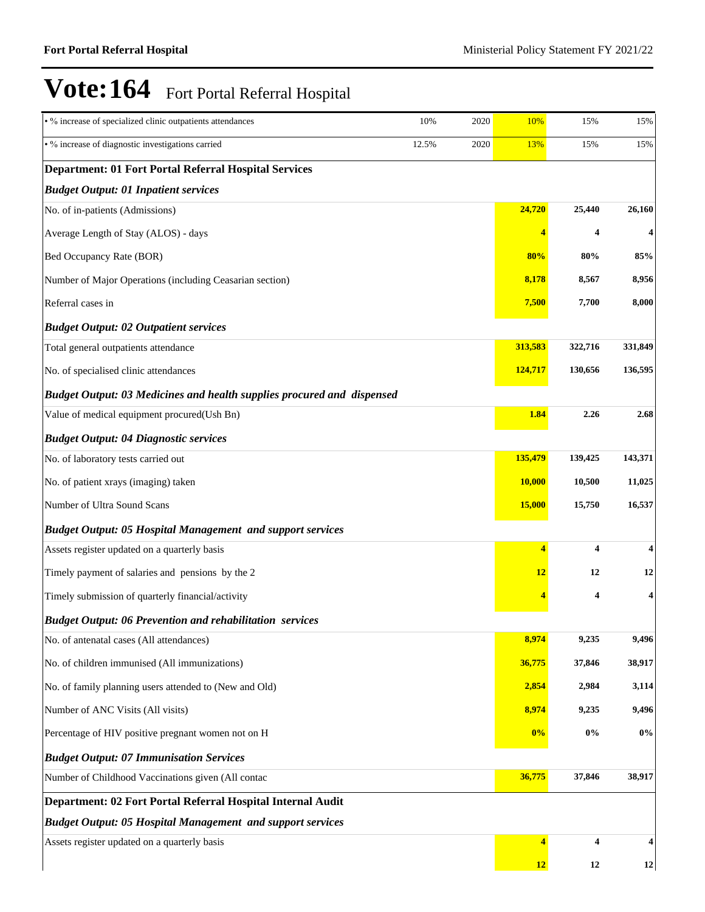# Vote:164 Fort Portal Referral Hospital

| | | | | | |
|---|---|---|---|---|---|
| • % increase of specialized clinic outpatients attendances | 10% | 2020 | 10% | 15% | 15% |
| • % increase of diagnostic investigations carried | 12.5% | 2020 | 13% | 15% | 15% |
| **Department: 01 Fort Portal Referral Hospital Services** | | | | | |
| ***Budget Output: 01 Inpatient services*** | | | | | |
| No. of in-patients (Admissions) | | | **24,720** | **25,440** | **26,160** |
| Average Length of Stay (ALOS) - days | | | **4** | **4** | **4** |
| Bed Occupancy Rate (BOR) | | | **80%** | **80%** | **85%** |
| Number of Major Operations (including Ceasarian section) | | | **8,178** | **8,567** | **8,956** |
| Referral cases in | | | **7,500** | **7,700** | **8,000** |
| ***Budget Output: 02 Outpatient services*** | | | | | |
| Total general outpatients attendance | | | **313,583** | **322,716** | **331,849** |
| No. of specialised clinic attendances | | | **124,717** | **130,656** | **136,595** |
| ***Budget Output: 03 Medicines and health supplies procured and dispensed*** | | | | | |
| Value of medical equipment procured(Ush Bn) | | | **1.84** | **2.26** | **2.68** |
| ***Budget Output: 04 Diagnostic services*** | | | | | |
| No. of laboratory tests carried out | | | **135,479** | **139,425** | **143,371** |
| No. of patient xrays (imaging) taken | | | **10,000** | **10,500** | **11,025** |
| Number of Ultra Sound Scans | | | **15,000** | **15,750** | **16,537** |
| ***Budget Output: 05 Hospital Management and support services*** | | | | | |
| Assets register updated on a quarterly basis | | | **4** | **4** | **4** |
| Timely payment of salaries and pensions by the 2 | | | **12** | **12** | **12** |
| Timely submission of quarterly financial/activity | | | **4** | **4** | **4** |
| ***Budget Output: 06 Prevention and rehabilitation services*** | | | | | |
| No. of antenatal cases (All attendances) | | | **8,974** | **9,235** | **9,496** |
| No. of children immunised (All immunizations) | | | **36,775** | **37,846** | **38,917** |
| No. of family planning users attended to (New and Old) | | | **2,854** | **2,984** | **3,114** |
| Number of ANC Visits (All visits) | | | **8,974** | **9,235** | **9,496** |
| Percentage of HIV positive pregnant women not on H | | | **0%** | **0%** | **0%** |
| ***Budget Output: 07 Immunisation Services*** | | | | | |
| Number of Childhood Vaccinations given (All contac | | | **36,775** | **37,846** | **38,917** |
| **Department: 02 Fort Portal Referral Hospital Internal Audit** | | | | | |
| ***Budget Output: 05 Hospital Management and support services*** | | | | | |
| Assets register updated on a quarterly basis | | | **4** | **4** | **4** |
| | | | **12** | **12** | **12** |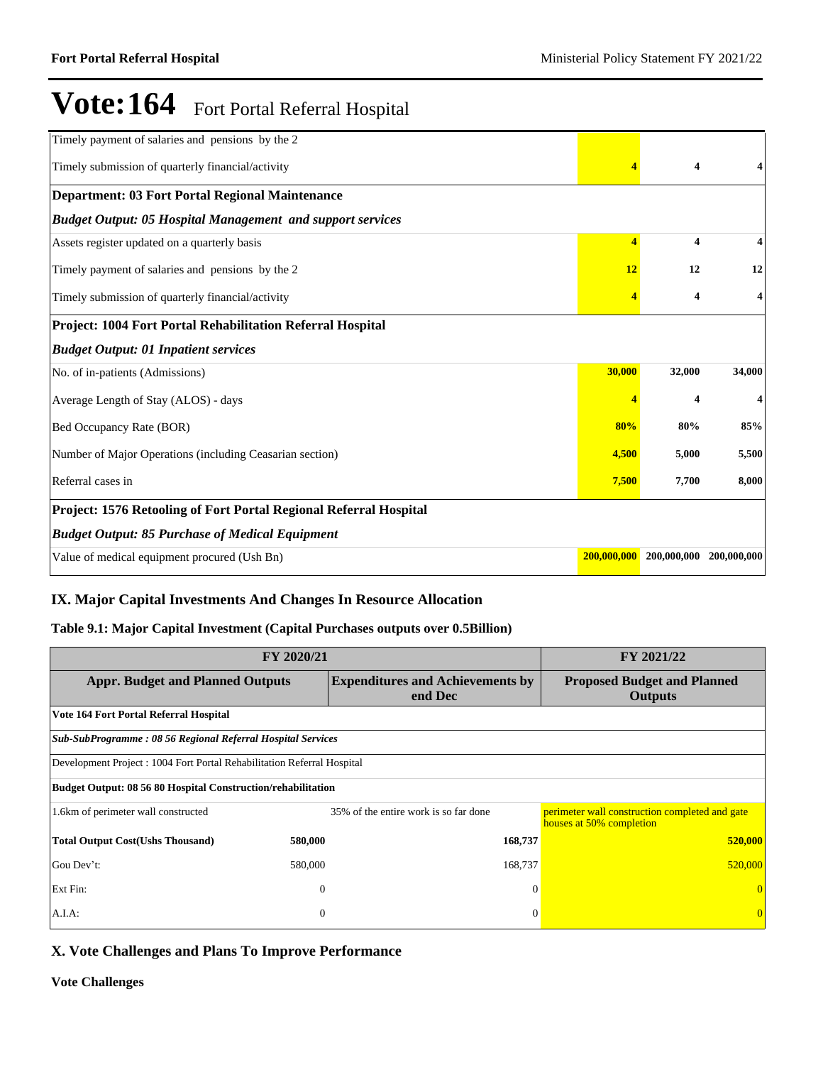# Vote:164 Fort Portal Referral Hospital

| | | | |
|---|---|---|---|
| Timely payment of salaries and pensions by the 2 | | | |
| Timely submission of quarterly financial/activity | 4 | 4 | 4 |
| **Department: 03 Fort Portal Regional Maintenance** | | | |
| ***Budget Output: 05 Hospital Management and support services*** | | | |
| Assets register updated on a quarterly basis | 4 | 4 | 4 |
| Timely payment of salaries and pensions by the 2 | 12 | 12 | 12 |
| Timely submission of quarterly financial/activity | 4 | 4 | 4 |
| **Project: 1004 Fort Portal Rehabilitation Referral Hospital** | | | |
| ***Budget Output: 01 Inpatient services*** | | | |
| No. of in-patients (Admissions) | 30,000 | 32,000 | 34,000 |
| Average Length of Stay (ALOS) - days | 4 | 4 | 4 |
| Bed Occupancy Rate (BOR) | 80% | 80% | 85% |
| Number of Major Operations (including Ceasarian section) | 4,500 | 5,000 | 5,500 |
| Referral cases in | 7,500 | 7,700 | 8,000 |
| **Project: 1576 Retooling of Fort Portal Regional Referral Hospital** | | | |
| ***Budget Output: 85 Purchase of Medical Equipment*** | | | |
| Value of medical equipment procured (Ush Bn) | 200,000,000 | 200,000,000 | 200,000,000 |

## IX. Major Capital Investments And Changes In Resource Allocation

### Table 9.1: Major Capital Investment (Capital Purchases outputs over 0.5Billion)

| FY 2020/21 | | | | FY 2021/22 |
|---|---|---|---|---|
| **Appr. Budget and Planned Outputs** | | **Expenditures and Achievements by end Dec** | | **Proposed Budget and Planned Outputs** |
| **Vote 164 Fort Portal Referral Hospital** | | | | |
| ***Sub-SubProgramme : 08 56 Regional Referral Hospital Services*** | | | | |
| Development Project : 1004 Fort Portal Rehabilitation Referral Hospital | | | | |
| **Budget Output: 08 56 80 Hospital Construction/rehabilitation** | | | | |
| 1.6km of perimeter wall constructed | | 35% of the entire work is so far done | | perimeter wall construction completed and gate houses at 50% completion |
| **Total Output Cost(Ushs Thousand)** | **580,000** | | **168,737** | **520,000** |
| Gou Dev't: | 580,000 | | 168,737 | 520,000 |
| Ext Fin: | 0 | | 0 | 0 |
| A.I.A: | 0 | | 0 | 0 |

## X. Vote Challenges and Plans To Improve Performance

**Vote Challenges**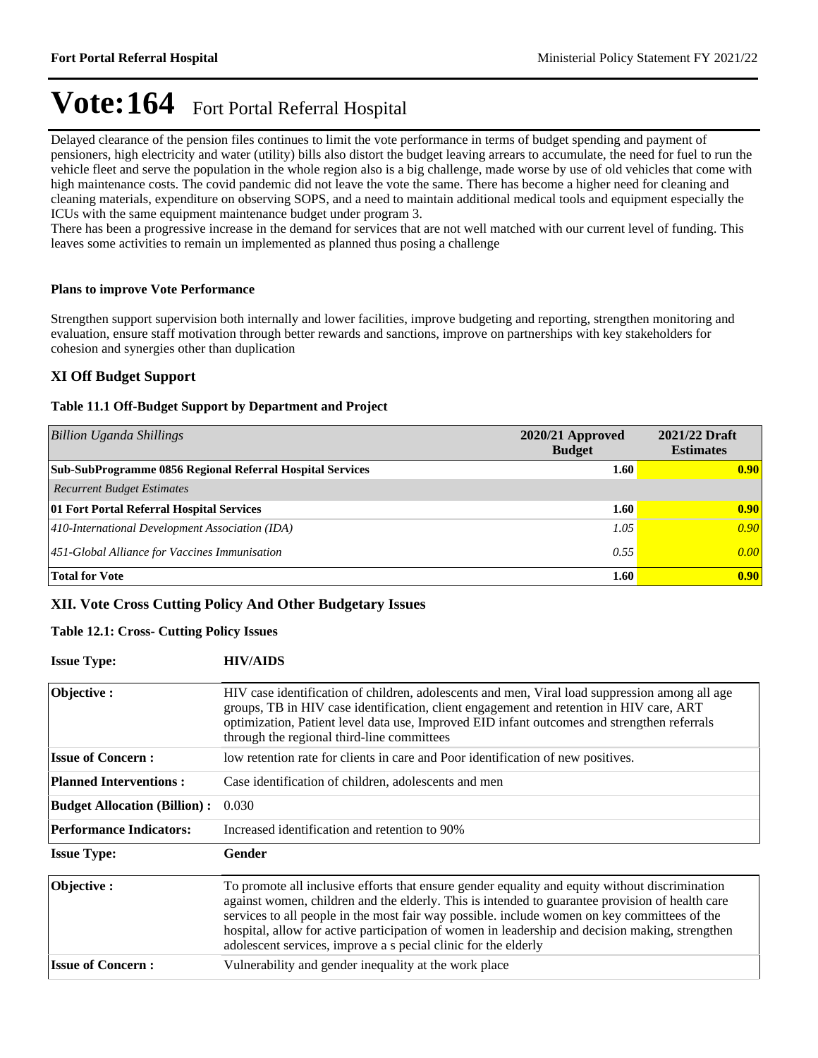# Vote:164 Fort Portal Referral Hospital

Delayed clearance of the pension files continues to limit the vote performance in terms of budget spending and payment of pensioners, high electricity and water (utility) bills also distort the budget leaving arrears to accumulate, the need for fuel to run the vehicle fleet and serve the population in the whole region also is a big challenge, made worse by use of old vehicles that come with high maintenance costs. The covid pandemic did not leave the vote the same. There has become a higher need for cleaning and cleaning materials, expenditure on observing SOPS, and a need to maintain additional medical tools and equipment especially the ICUs with the same equipment maintenance budget under program 3.
There has been a progressive increase in the demand for services that are not well matched with our current level of funding. This leaves some activities to remain un implemented as planned thus posing a challenge

**Plans to improve Vote Performance**

Strengthen support supervision both internally and lower facilities, improve budgeting and reporting, strengthen monitoring and evaluation, ensure staff motivation through better rewards and sanctions, improve on partnerships with key stakeholders for cohesion and synergies other than duplication

## XI Off Budget Support

**Table 11.1 Off-Budget Support by Department and Project**

| *Billion Uganda Shillings* | 2020/21 Approved Budget | 2021/22 Draft Estimates |
|---|---|---|
| **Sub-SubProgramme 0856 Regional Referral Hospital Services** | **1.60** | **0.90** |
| *Recurrent Budget Estimates* | | |
| **01 Fort Portal Referral Hospital Services** | **1.60** | **0.90** |
| *410-International Development Association (IDA)* | *1.05* | *0.90* |
| *451-Global Alliance for Vaccines Immunisation* | *0.55* | *0.00* |
| **Total for Vote** | **1.60** | **0.90** |

## XII. Vote Cross Cutting Policy And Other Budgetary Issues

**Table 12.1: Cross- Cutting Policy Issues**

| **Issue Type:** | **HIV/AIDS** |
|---|---|
| **Objective :** | HIV case identification of children, adolescents and men, Viral load suppression among all age groups, TB in HIV case identification, client engagement and retention in HIV care, ART optimization, Patient level data use, Improved EID infant outcomes and strengthen referrals through the regional third-line committees |
| **Issue of Concern :** | low retention rate for clients in care and Poor identification of new positives. |
| **Planned Interventions :** | Case identification of children, adolescents and men |
| **Budget Allocation (Billion) :** | 0.030 |
| **Performance Indicators:** | Increased identification and retention to 90% |

| **Issue Type:** | **Gender** |
|---|---|
| **Objective :** | To promote all inclusive efforts that ensure gender equality and equity without discrimination against women, children and the elderly. This is intended to guarantee provision of health care services to all people in the most fair way possible. include women on key committees of the hospital, allow for active participation of women in leadership and decision making, strengthen adolescent services, improve a s pecial clinic for the elderly |
| **Issue of Concern :** | Vulnerability and gender inequality at the work place |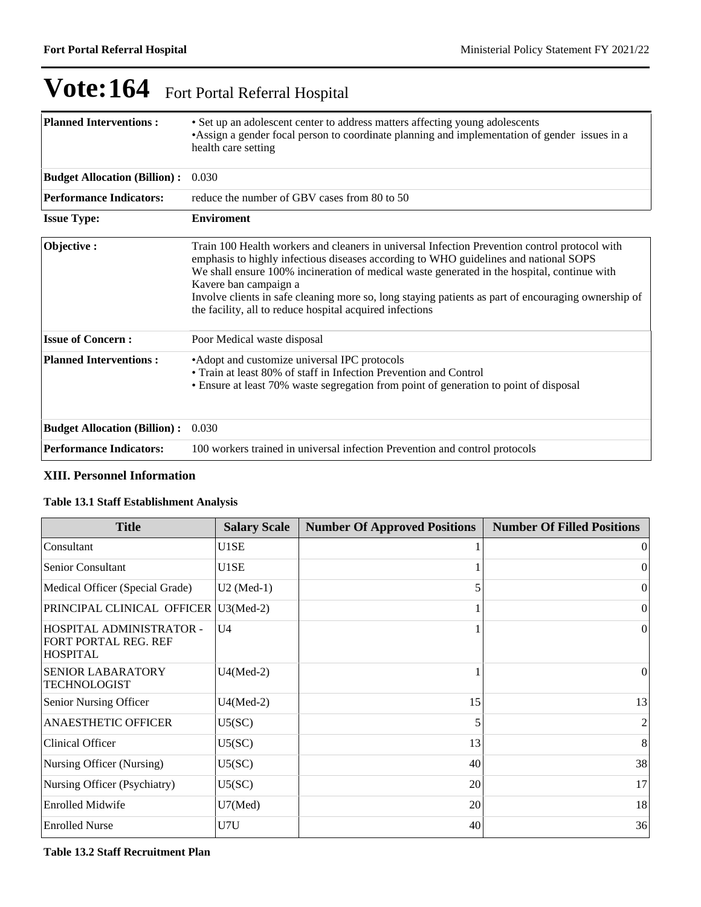# Vote:164 Fort Portal Referral Hospital

| | |
|---|---|
| **Planned Interventions :** | • Set up an adolescent center to address matters affecting young adolescents<br>•Assign a gender focal person to coordinate planning and implementation of gender issues in a health care setting |
| **Budget Allocation (Billion) :** | 0.030 |
| **Performance Indicators:** | reduce the number of GBV cases from 80 to 50 |

| | |
|---|---|
| **Issue Type:** | **Enviroment** |
| **Objective :** | Train 100 Health workers and cleaners in universal Infection Prevention control protocol with emphasis to highly infectious diseases according to WHO guidelines and national SOPS<br>We shall ensure 100% incineration of medical waste generated in the hospital, continue with Kavere ban campaign a<br>Involve clients in safe cleaning more so, long staying patients as part of encouraging ownership of the facility, all to reduce hospital acquired infections |
| **Issue of Concern :** | Poor Medical waste disposal |
| **Planned Interventions :** | •Adopt and customize universal IPC protocols<br>• Train at least 80% of staff in Infection Prevention and Control<br>• Ensure at least 70% waste segregation from point of generation to point of disposal |
| **Budget Allocation (Billion) :** | 0.030 |
| **Performance Indicators:** | 100 workers trained in universal infection Prevention and control protocols |

### XIII. Personnel Information

**Table 13.1 Staff Establishment Analysis**

| Title | Salary Scale | Number Of Approved Positions | Number Of Filled Positions |
|---|---|---|---|
| Consultant | U1SE | 1 | 0 |
| Senior Consultant | U1SE | 1 | 0 |
| Medical Officer (Special Grade) | U2 (Med-1) | 5 | 0 |
| PRINCIPAL CLINICAL OFFICER | U3(Med-2) | 1 | 0 |
| HOSPITAL ADMINISTRATOR - FORT PORTAL REG. REF HOSPITAL | U4 | 1 | 0 |
| SENIOR LABARATORY TECHNOLOGIST | U4(Med-2) | 1 | 0 |
| Senior Nursing Officer | U4(Med-2) | 15 | 13 |
| ANAESTHETIC OFFICER | U5(SC) | 5 | 2 |
| Clinical Officer | U5(SC) | 13 | 8 |
| Nursing Officer (Nursing) | U5(SC) | 40 | 38 |
| Nursing Officer (Psychiatry) | U5(SC) | 20 | 17 |
| Enrolled Midwife | U7(Med) | 20 | 18 |
| Enrolled Nurse | U7U | 40 | 36 |

**Table 13.2 Staff Recruitment Plan**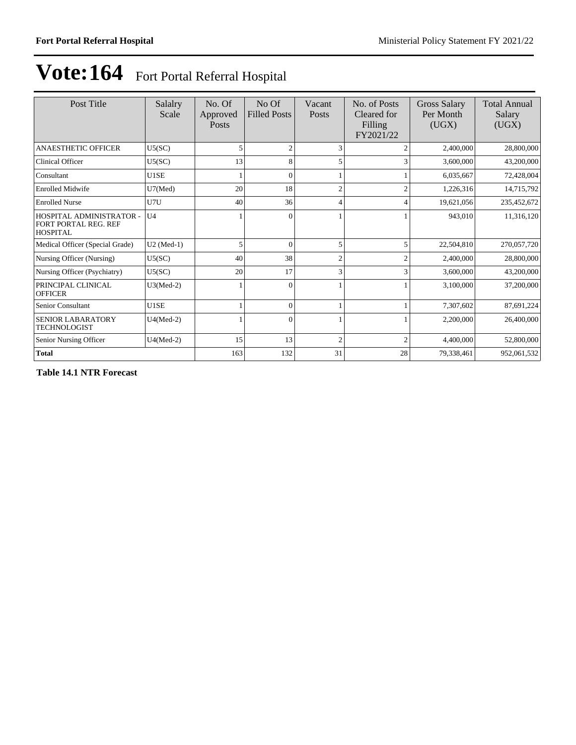# Vote:164 Fort Portal Referral Hospital

| Post Title | Salalry Scale | No. Of Approved Posts | No Of Filled Posts | Vacant Posts | No. of Posts Cleared for Filling FY2021/22 | Gross Salary Per Month (UGX) | Total Annual Salary (UGX) |
|---|---|---|---|---|---|---|---|
| ANAESTHETIC OFFICER | U5(SC) | 5 | 2 | 3 | 2 | 2,400,000 | 28,800,000 |
| Clinical Officer | U5(SC) | 13 | 8 | 5 | 3 | 3,600,000 | 43,200,000 |
| Consultant | U1SE | 1 | 0 | 1 | 1 | 6,035,667 | 72,428,004 |
| Enrolled Midwife | U7(Med) | 20 | 18 | 2 | 2 | 1,226,316 | 14,715,792 |
| Enrolled Nurse | U7U | 40 | 36 | 4 | 4 | 19,621,056 | 235,452,672 |
| HOSPITAL ADMINISTRATOR - FORT PORTAL REG. REF HOSPITAL | U4 | 1 | 0 | 1 | 1 | 943,010 | 11,316,120 |
| Medical Officer (Special Grade) | U2 (Med-1) | 5 | 0 | 5 | 5 | 22,504,810 | 270,057,720 |
| Nursing Officer (Nursing) | U5(SC) | 40 | 38 | 2 | 2 | 2,400,000 | 28,800,000 |
| Nursing Officer (Psychiatry) | U5(SC) | 20 | 17 | 3 | 3 | 3,600,000 | 43,200,000 |
| PRINCIPAL CLINICAL OFFICER | U3(Med-2) | 1 | 0 | 1 | 1 | 3,100,000 | 37,200,000 |
| Senior Consultant | U1SE | 1 | 0 | 1 | 1 | 7,307,602 | 87,691,224 |
| SENIOR LABARATORY TECHNOLOGIST | U4(Med-2) | 1 | 0 | 1 | 1 | 2,200,000 | 26,400,000 |
| Senior Nursing Officer | U4(Med-2) | 15 | 13 | 2 | 2 | 4,400,000 | 52,800,000 |
| **Total** | | 163 | 132 | 31 | 28 | 79,338,461 | 952,061,532 |

**Table 14.1 NTR Forecast**